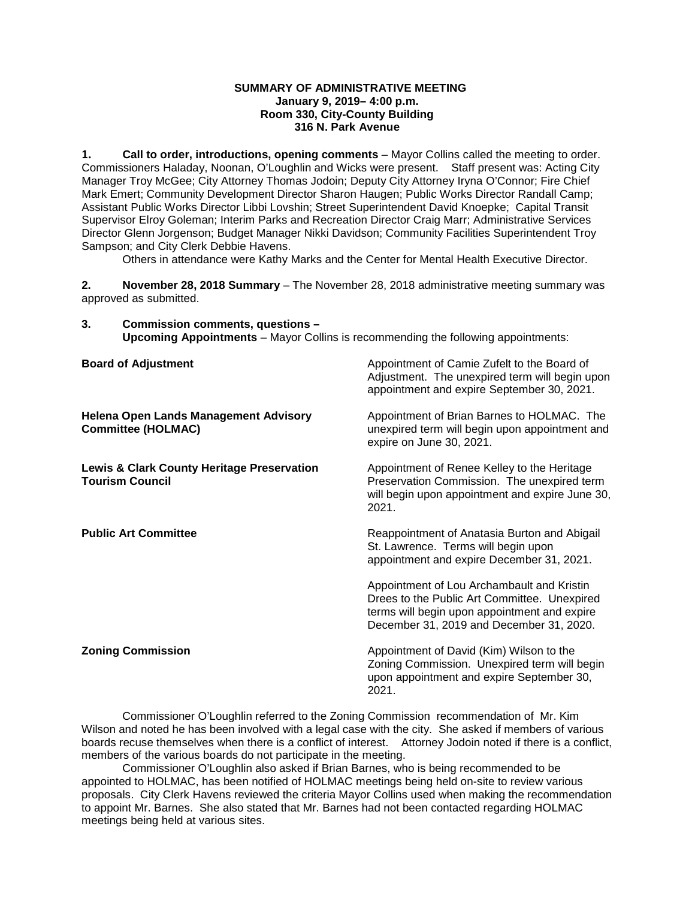**SUMMARY OF ADMINISTRATIVE MEETING**
**January 9, 2019– 4:00 p.m.**
**Room 330, City-County Building**
**316 N. Park Avenue**

**1. Call to order, introductions, opening comments** – Mayor Collins called the meeting to order. Commissioners Haladay, Noonan, O'Loughlin and Wicks were present. Staff present was: Acting City Manager Troy McGee; City Attorney Thomas Jodoin; Deputy City Attorney Iryna O'Connor; Fire Chief Mark Emert; Community Development Director Sharon Haugen; Public Works Director Randall Camp; Assistant Public Works Director Libbi Lovshin; Street Superintendent David Knoepke; Capital Transit Supervisor Elroy Goleman; Interim Parks and Recreation Director Craig Marr; Administrative Services Director Glenn Jorgenson; Budget Manager Nikki Davidson; Community Facilities Superintendent Troy Sampson; and City Clerk Debbie Havens.

Others in attendance were Kathy Marks and the Center for Mental Health Executive Director.

**2. November 28, 2018 Summary** – The November 28, 2018 administrative meeting summary was approved as submitted.

**3. Commission comments, questions –**
**Upcoming Appointments** – Mayor Collins is recommending the following appointments:

| | |
|---|---|
| **Board of Adjustment** | Appointment of Camie Zufelt to the Board of Adjustment. The unexpired term will begin upon appointment and expire September 30, 2021. |
| **Helena Open Lands Management Advisory Committee (HOLMAC)** | Appointment of Brian Barnes to HOLMAC. The unexpired term will begin upon appointment and expire on June 30, 2021. |
| **Lewis & Clark County Heritage Preservation Tourism Council** | Appointment of Renee Kelley to the Heritage Preservation Commission. The unexpired term will begin upon appointment and expire June 30, 2021. |
| **Public Art Committee** | Reappointment of Anatasia Burton and Abigail St. Lawrence. Terms will begin upon appointment and expire December 31, 2021. |
| | Appointment of Lou Archambault and Kristin Drees to the Public Art Committee. Unexpired terms will begin upon appointment and expire December 31, 2019 and December 31, 2020. |
| **Zoning Commission** | Appointment of David (Kim) Wilson to the Zoning Commission. Unexpired term will begin upon appointment and expire September 30, 2021. |

Commissioner O'Loughlin referred to the Zoning Commission recommendation of Mr. Kim Wilson and noted he has been involved with a legal case with the city. She asked if members of various boards recuse themselves when there is a conflict of interest. Attorney Jodoin noted if there is a conflict, members of the various boards do not participate in the meeting.

Commissioner O'Loughlin also asked if Brian Barnes, who is being recommended to be appointed to HOLMAC, has been notified of HOLMAC meetings being held on-site to review various proposals. City Clerk Havens reviewed the criteria Mayor Collins used when making the recommendation to appoint Mr. Barnes. She also stated that Mr. Barnes had not been contacted regarding HOLMAC meetings being held at various sites.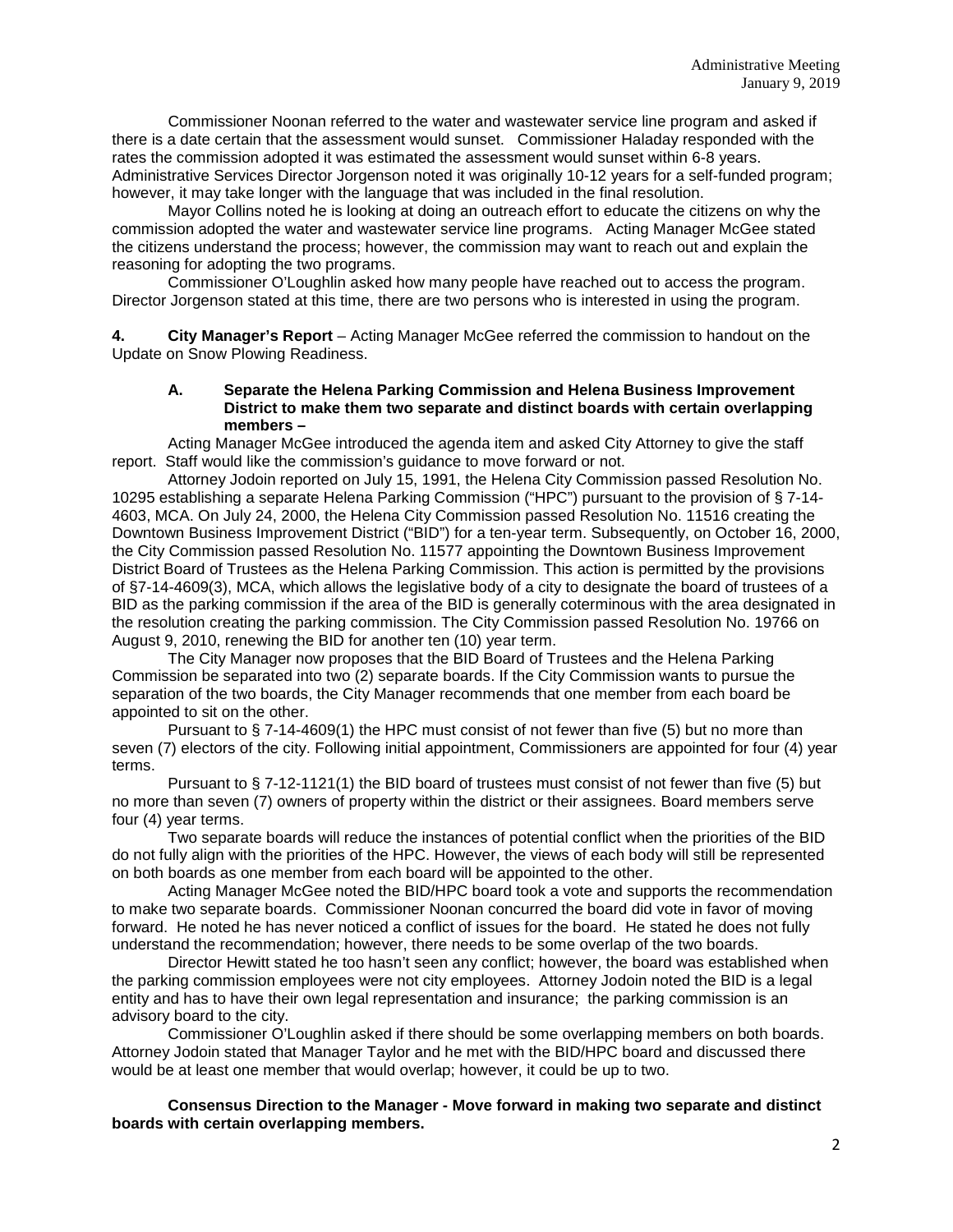Commissioner Noonan referred to the water and wastewater service line program and asked if there is a date certain that the assessment would sunset. Commissioner Haladay responded with the rates the commission adopted it was estimated the assessment would sunset within 6-8 years. Administrative Services Director Jorgenson noted it was originally 10-12 years for a self-funded program; however, it may take longer with the language that was included in the final resolution.

Mayor Collins noted he is looking at doing an outreach effort to educate the citizens on why the commission adopted the water and wastewater service line programs. Acting Manager McGee stated the citizens understand the process; however, the commission may want to reach out and explain the reasoning for adopting the two programs.

Commissioner O'Loughlin asked how many people have reached out to access the program. Director Jorgenson stated at this time, there are two persons who is interested in using the program.

**4. City Manager's Report** – Acting Manager McGee referred the commission to handout on the Update on Snow Plowing Readiness.

**A. Separate the Helena Parking Commission and Helena Business Improvement District to make them two separate and distinct boards with certain overlapping members –**

Acting Manager McGee introduced the agenda item and asked City Attorney to give the staff report. Staff would like the commission's guidance to move forward or not.

Attorney Jodoin reported on July 15, 1991, the Helena City Commission passed Resolution No. 10295 establishing a separate Helena Parking Commission ("HPC") pursuant to the provision of § 7-14-4603, MCA. On July 24, 2000, the Helena City Commission passed Resolution No. 11516 creating the Downtown Business Improvement District ("BID") for a ten-year term. Subsequently, on October 16, 2000, the City Commission passed Resolution No. 11577 appointing the Downtown Business Improvement District Board of Trustees as the Helena Parking Commission. This action is permitted by the provisions of §7-14-4609(3), MCA, which allows the legislative body of a city to designate the board of trustees of a BID as the parking commission if the area of the BID is generally coterminous with the area designated in the resolution creating the parking commission. The City Commission passed Resolution No. 19766 on August 9, 2010, renewing the BID for another ten (10) year term.

The City Manager now proposes that the BID Board of Trustees and the Helena Parking Commission be separated into two (2) separate boards. If the City Commission wants to pursue the separation of the two boards, the City Manager recommends that one member from each board be appointed to sit on the other.

Pursuant to § 7-14-4609(1) the HPC must consist of not fewer than five (5) but no more than seven (7) electors of the city. Following initial appointment, Commissioners are appointed for four (4) year terms.

Pursuant to § 7-12-1121(1) the BID board of trustees must consist of not fewer than five (5) but no more than seven (7) owners of property within the district or their assignees. Board members serve four (4) year terms.

Two separate boards will reduce the instances of potential conflict when the priorities of the BID do not fully align with the priorities of the HPC. However, the views of each body will still be represented on both boards as one member from each board will be appointed to the other.

Acting Manager McGee noted the BID/HPC board took a vote and supports the recommendation to make two separate boards. Commissioner Noonan concurred the board did vote in favor of moving forward. He noted he has never noticed a conflict of issues for the board. He stated he does not fully understand the recommendation; however, there needs to be some overlap of the two boards.

Director Hewitt stated he too hasn't seen any conflict; however, the board was established when the parking commission employees were not city employees. Attorney Jodoin noted the BID is a legal entity and has to have their own legal representation and insurance; the parking commission is an advisory board to the city.

Commissioner O'Loughlin asked if there should be some overlapping members on both boards. Attorney Jodoin stated that Manager Taylor and he met with the BID/HPC board and discussed there would be at least one member that would overlap; however, it could be up to two.

**Consensus Direction to the Manager - Move forward in making two separate and distinct boards with certain overlapping members.**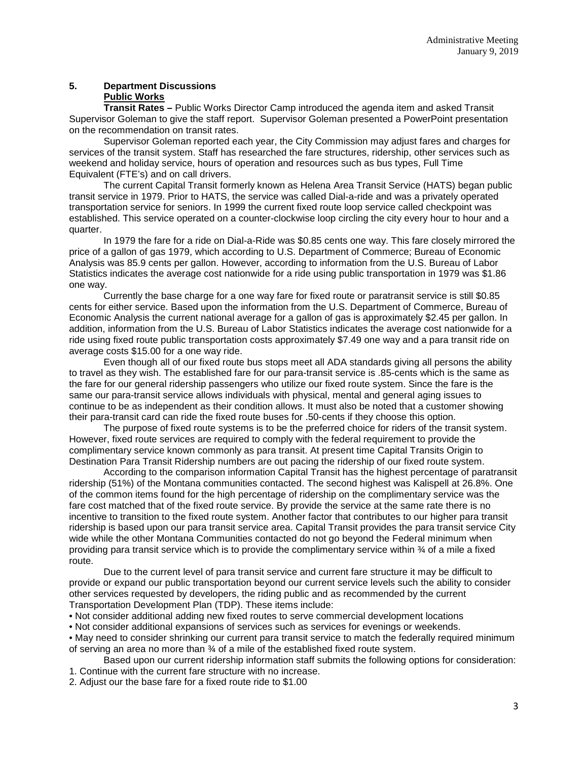## 5. Department Discussions

### Public Works

**Transit Rates –** Public Works Director Camp introduced the agenda item and asked Transit Supervisor Goleman to give the staff report. Supervisor Goleman presented a PowerPoint presentation on the recommendation on transit rates.

Supervisor Goleman reported each year, the City Commission may adjust fares and charges for services of the transit system. Staff has researched the fare structures, ridership, other services such as weekend and holiday service, hours of operation and resources such as bus types, Full Time Equivalent (FTE's) and on call drivers.

The current Capital Transit formerly known as Helena Area Transit Service (HATS) began public transit service in 1979. Prior to HATS, the service was called Dial-a-ride and was a privately operated transportation service for seniors. In 1999 the current fixed route loop service called checkpoint was established. This service operated on a counter-clockwise loop circling the city every hour to hour and a quarter.

In 1979 the fare for a ride on Dial-a-Ride was $0.85 cents one way. This fare closely mirrored the price of a gallon of gas 1979, which according to U.S. Department of Commerce; Bureau of Economic Analysis was 85.9 cents per gallon. However, according to information from the U.S. Bureau of Labor Statistics indicates the average cost nationwide for a ride using public transportation in 1979 was $1.86 one way.

Currently the base charge for a one way fare for fixed route or paratransit service is still $0.85 cents for either service. Based upon the information from the U.S. Department of Commerce, Bureau of Economic Analysis the current national average for a gallon of gas is approximately $2.45 per gallon. In addition, information from the U.S. Bureau of Labor Statistics indicates the average cost nationwide for a ride using fixed route public transportation costs approximately $7.49 one way and a para transit ride on average costs $15.00 for a one way ride.

Even though all of our fixed route bus stops meet all ADA standards giving all persons the ability to travel as they wish. The established fare for our para-transit service is .85-cents which is the same as the fare for our general ridership passengers who utilize our fixed route system. Since the fare is the same our para-transit service allows individuals with physical, mental and general aging issues to continue to be as independent as their condition allows. It must also be noted that a customer showing their para-transit card can ride the fixed route buses for .50-cents if they choose this option.

The purpose of fixed route systems is to be the preferred choice for riders of the transit system. However, fixed route services are required to comply with the federal requirement to provide the complimentary service known commonly as para transit. At present time Capital Transits Origin to Destination Para Transit Ridership numbers are out pacing the ridership of our fixed route system.

According to the comparison information Capital Transit has the highest percentage of paratransit ridership (51%) of the Montana communities contacted. The second highest was Kalispell at 26.8%. One of the common items found for the high percentage of ridership on the complimentary service was the fare cost matched that of the fixed route service. By provide the service at the same rate there is no incentive to transition to the fixed route system. Another factor that contributes to our higher para transit ridership is based upon our para transit service area. Capital Transit provides the para transit service City wide while the other Montana Communities contacted do not go beyond the Federal minimum when providing para transit service which is to provide the complimentary service within ¾ of a mile a fixed route.

Due to the current level of para transit service and current fare structure it may be difficult to provide or expand our public transportation beyond our current service levels such the ability to consider other services requested by developers, the riding public and as recommended by the current Transportation Development Plan (TDP). These items include:

- Not consider additional adding new fixed routes to serve commercial development locations
- Not consider additional expansions of services such as services for evenings or weekends.
- May need to consider shrinking our current para transit service to match the federally required minimum of serving an area no more than ¾ of a mile of the established fixed route system.

Based upon our current ridership information staff submits the following options for consideration:

1. Continue with the current fare structure with no increase.
2. Adjust our the base fare for a fixed route ride to $1.00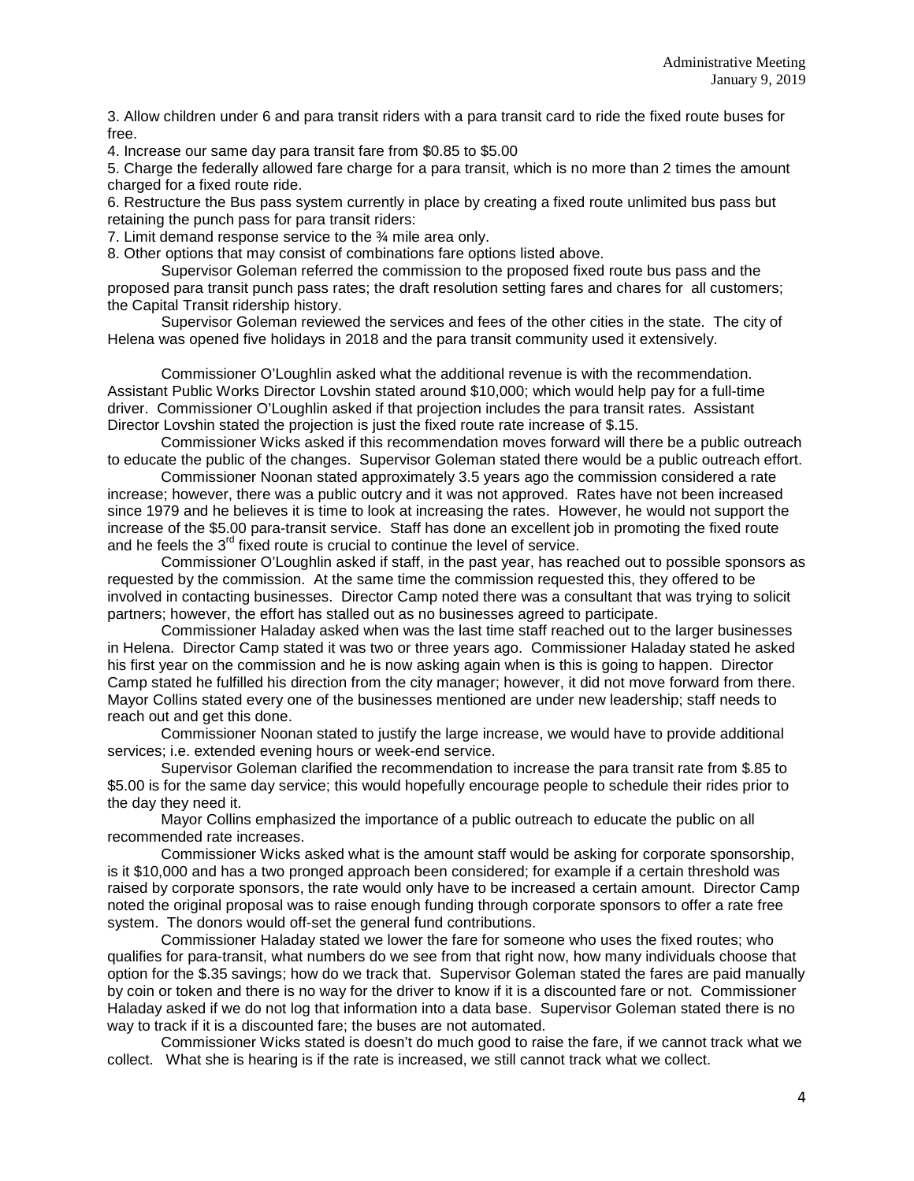3. Allow children under 6 and para transit riders with a para transit card to ride the fixed route buses for free.

4. Increase our same day para transit fare from $0.85 to $5.00

5. Charge the federally allowed fare charge for a para transit, which is no more than 2 times the amount charged for a fixed route ride.

6. Restructure the Bus pass system currently in place by creating a fixed route unlimited bus pass but retaining the punch pass for para transit riders:

7. Limit demand response service to the ¾ mile area only.

8. Other options that may consist of combinations fare options listed above.

Supervisor Goleman referred the commission to the proposed fixed route bus pass and the proposed para transit punch pass rates; the draft resolution setting fares and chares for all customers; the Capital Transit ridership history.

Supervisor Goleman reviewed the services and fees of the other cities in the state. The city of Helena was opened five holidays in 2018 and the para transit community used it extensively.

Commissioner O'Loughlin asked what the additional revenue is with the recommendation. Assistant Public Works Director Lovshin stated around $10,000; which would help pay for a full-time driver. Commissioner O'Loughlin asked if that projection includes the para transit rates. Assistant Director Lovshin stated the projection is just the fixed route rate increase of $.15.

Commissioner Wicks asked if this recommendation moves forward will there be a public outreach to educate the public of the changes. Supervisor Goleman stated there would be a public outreach effort.

Commissioner Noonan stated approximately 3.5 years ago the commission considered a rate increase; however, there was a public outcry and it was not approved. Rates have not been increased since 1979 and he believes it is time to look at increasing the rates. However, he would not support the increase of the $5.00 para-transit service. Staff has done an excellent job in promoting the fixed route and he feels the 3rd fixed route is crucial to continue the level of service.

Commissioner O'Loughlin asked if staff, in the past year, has reached out to possible sponsors as requested by the commission. At the same time the commission requested this, they offered to be involved in contacting businesses. Director Camp noted there was a consultant that was trying to solicit partners; however, the effort has stalled out as no businesses agreed to participate.

Commissioner Haladay asked when was the last time staff reached out to the larger businesses in Helena. Director Camp stated it was two or three years ago. Commissioner Haladay stated he asked his first year on the commission and he is now asking again when is this is going to happen. Director Camp stated he fulfilled his direction from the city manager; however, it did not move forward from there. Mayor Collins stated every one of the businesses mentioned are under new leadership; staff needs to reach out and get this done.

Commissioner Noonan stated to justify the large increase, we would have to provide additional services; i.e. extended evening hours or week-end service.

Supervisor Goleman clarified the recommendation to increase the para transit rate from $.85 to $5.00 is for the same day service; this would hopefully encourage people to schedule their rides prior to the day they need it.

Mayor Collins emphasized the importance of a public outreach to educate the public on all recommended rate increases.

Commissioner Wicks asked what is the amount staff would be asking for corporate sponsorship, is it $10,000 and has a two pronged approach been considered; for example if a certain threshold was raised by corporate sponsors, the rate would only have to be increased a certain amount. Director Camp noted the original proposal was to raise enough funding through corporate sponsors to offer a rate free system. The donors would off-set the general fund contributions.

Commissioner Haladay stated we lower the fare for someone who uses the fixed routes; who qualifies for para-transit, what numbers do we see from that right now, how many individuals choose that option for the $.35 savings; how do we track that. Supervisor Goleman stated the fares are paid manually by coin or token and there is no way for the driver to know if it is a discounted fare or not. Commissioner Haladay asked if we do not log that information into a data base. Supervisor Goleman stated there is no way to track if it is a discounted fare; the buses are not automated.

Commissioner Wicks stated is doesn't do much good to raise the fare, if we cannot track what we collect. What she is hearing is if the rate is increased, we still cannot track what we collect.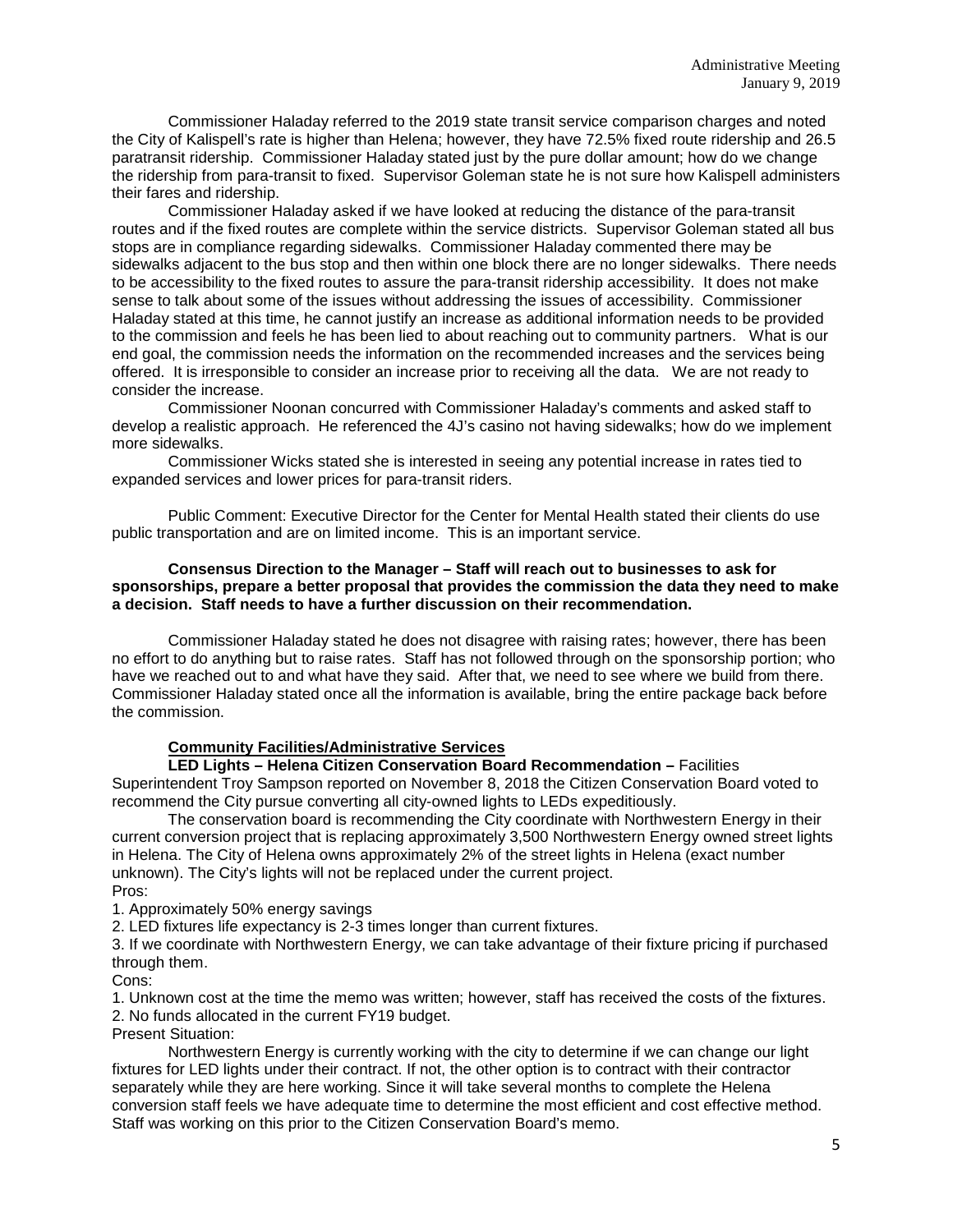Commissioner Haladay referred to the 2019 state transit service comparison charges and noted the City of Kalispell's rate is higher than Helena; however, they have 72.5% fixed route ridership and 26.5 paratransit ridership. Commissioner Haladay stated just by the pure dollar amount; how do we change the ridership from para-transit to fixed. Supervisor Goleman state he is not sure how Kalispell administers their fares and ridership.

Commissioner Haladay asked if we have looked at reducing the distance of the para-transit routes and if the fixed routes are complete within the service districts. Supervisor Goleman stated all bus stops are in compliance regarding sidewalks. Commissioner Haladay commented there may be sidewalks adjacent to the bus stop and then within one block there are no longer sidewalks. There needs to be accessibility to the fixed routes to assure the para-transit ridership accessibility. It does not make sense to talk about some of the issues without addressing the issues of accessibility. Commissioner Haladay stated at this time, he cannot justify an increase as additional information needs to be provided to the commission and feels he has been lied to about reaching out to community partners. What is our end goal, the commission needs the information on the recommended increases and the services being offered. It is irresponsible to consider an increase prior to receiving all the data. We are not ready to consider the increase.

Commissioner Noonan concurred with Commissioner Haladay's comments and asked staff to develop a realistic approach. He referenced the 4J's casino not having sidewalks; how do we implement more sidewalks.

Commissioner Wicks stated she is interested in seeing any potential increase in rates tied to expanded services and lower prices for para-transit riders.

Public Comment: Executive Director for the Center for Mental Health stated their clients do use public transportation and are on limited income. This is an important service.

**Consensus Direction to the Manager – Staff will reach out to businesses to ask for sponsorships, prepare a better proposal that provides the commission the data they need to make a decision. Staff needs to have a further discussion on their recommendation.**

Commissioner Haladay stated he does not disagree with raising rates; however, there has been no effort to do anything but to raise rates. Staff has not followed through on the sponsorship portion; who have we reached out to and what have they said. After that, we need to see where we build from there. Commissioner Haladay stated once all the information is available, bring the entire package back before the commission.

**Community Facilities/Administrative Services**

**LED Lights – Helena Citizen Conservation Board Recommendation –** Facilities Superintendent Troy Sampson reported on November 8, 2018 the Citizen Conservation Board voted to recommend the City pursue converting all city-owned lights to LEDs expeditiously.

The conservation board is recommending the City coordinate with Northwestern Energy in their current conversion project that is replacing approximately 3,500 Northwestern Energy owned street lights in Helena. The City of Helena owns approximately 2% of the street lights in Helena (exact number unknown). The City's lights will not be replaced under the current project.

Pros:

1. Approximately 50% energy savings
2. LED fixtures life expectancy is 2-3 times longer than current fixtures.
3. If we coordinate with Northwestern Energy, we can take advantage of their fixture pricing if purchased through them.

Cons:

1. Unknown cost at the time the memo was written; however, staff has received the costs of the fixtures.
2. No funds allocated in the current FY19 budget.

Present Situation:

Northwestern Energy is currently working with the city to determine if we can change our light fixtures for LED lights under their contract. If not, the other option is to contract with their contractor separately while they are here working. Since it will take several months to complete the Helena conversion staff feels we have adequate time to determine the most efficient and cost effective method. Staff was working on this prior to the Citizen Conservation Board's memo.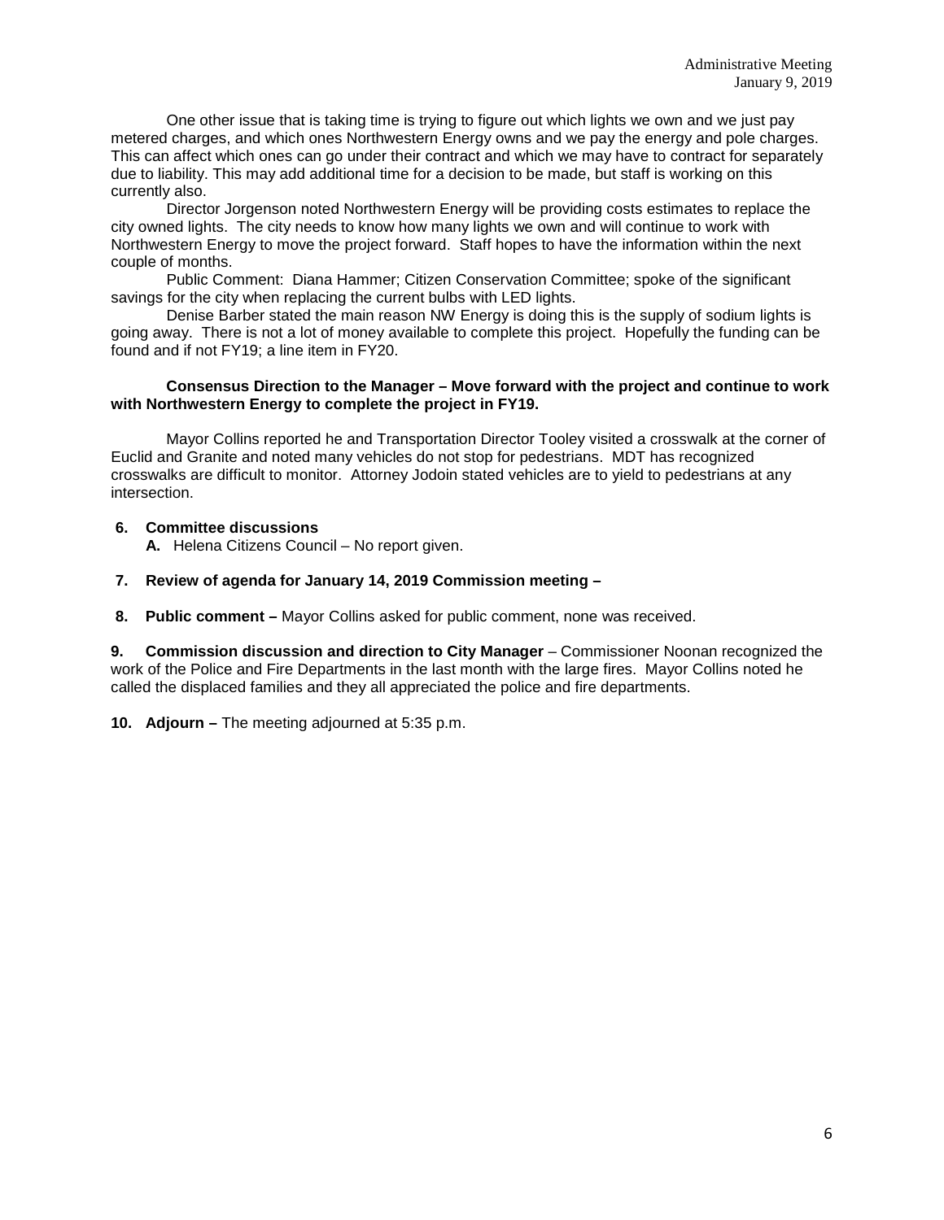One other issue that is taking time is trying to figure out which lights we own and we just pay metered charges, and which ones Northwestern Energy owns and we pay the energy and pole charges. This can affect which ones can go under their contract and which we may have to contract for separately due to liability. This may add additional time for a decision to be made, but staff is working on this currently also.

Director Jorgenson noted Northwestern Energy will be providing costs estimates to replace the city owned lights. The city needs to know how many lights we own and will continue to work with Northwestern Energy to move the project forward. Staff hopes to have the information within the next couple of months.

Public Comment: Diana Hammer; Citizen Conservation Committee; spoke of the significant savings for the city when replacing the current bulbs with LED lights.

Denise Barber stated the main reason NW Energy is doing this is the supply of sodium lights is going away. There is not a lot of money available to complete this project. Hopefully the funding can be found and if not FY19; a line item in FY20.

**Consensus Direction to the Manager – Move forward with the project and continue to work with Northwestern Energy to complete the project in FY19.**

Mayor Collins reported he and Transportation Director Tooley visited a crosswalk at the corner of Euclid and Granite and noted many vehicles do not stop for pedestrians. MDT has recognized crosswalks are difficult to monitor. Attorney Jodoin stated vehicles are to yield to pedestrians at any intersection.

**6. Committee discussions**

**A.** Helena Citizens Council – No report given.

**7. Review of agenda for January 14, 2019 Commission meeting –**

**8. Public comment –** Mayor Collins asked for public comment, none was received.

**9. Commission discussion and direction to City Manager** – Commissioner Noonan recognized the work of the Police and Fire Departments in the last month with the large fires. Mayor Collins noted he called the displaced families and they all appreciated the police and fire departments.

**10. Adjourn –** The meeting adjourned at 5:35 p.m.